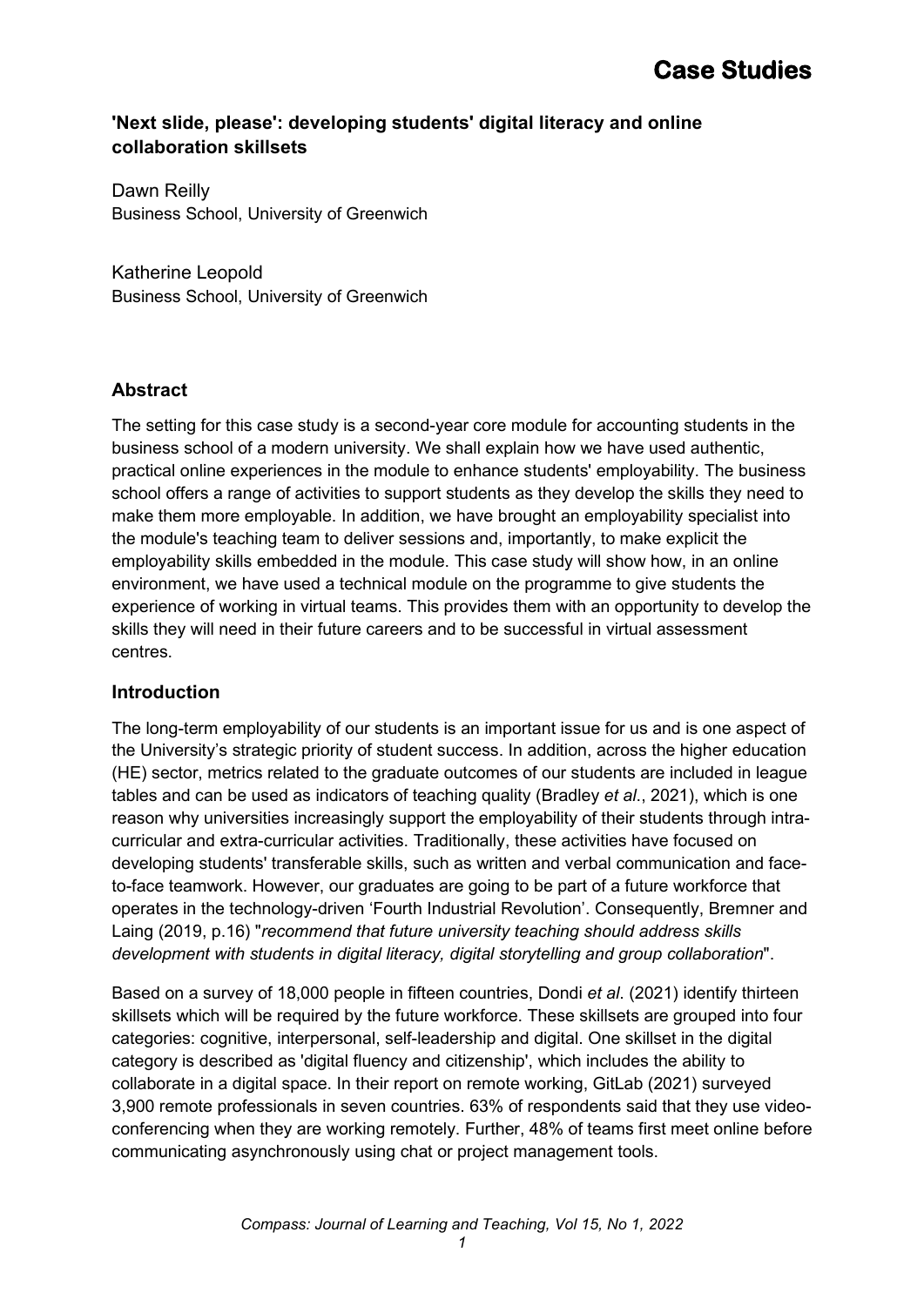# 'Next slide, please': developing students' digital literacy and online collaboration skillsets

Dawn Reilly
Business School, University of Greenwich

Katherine Leopold
Business School, University of Greenwich

## Abstract

The setting for this case study is a second-year core module for accounting students in the business school of a modern university. We shall explain how we have used authentic, practical online experiences in the module to enhance students' employability. The business school offers a range of activities to support students as they develop the skills they need to make them more employable. In addition, we have brought an employability specialist into the module's teaching team to deliver sessions and, importantly, to make explicit the employability skills embedded in the module. This case study will show how, in an online environment, we have used a technical module on the programme to give students the experience of working in virtual teams. This provides them with an opportunity to develop the skills they will need in their future careers and to be successful in virtual assessment centres.

## Introduction

The long-term employability of our students is an important issue for us and is one aspect of the University's strategic priority of student success. In addition, across the higher education (HE) sector, metrics related to the graduate outcomes of our students are included in league tables and can be used as indicators of teaching quality (Bradley *et al*., 2021), which is one reason why universities increasingly support the employability of their students through intra-curricular and extra-curricular activities. Traditionally, these activities have focused on developing students' transferable skills, such as written and verbal communication and face-to-face teamwork. However, our graduates are going to be part of a future workforce that operates in the technology-driven 'Fourth Industrial Revolution'. Consequently, Bremner and Laing (2019, p.16) "*recommend that future university teaching should address skills development with students in digital literacy, digital storytelling and group collaboration*".

Based on a survey of 18,000 people in fifteen countries, Dondi *et al*. (2021) identify thirteen skillsets which will be required by the future workforce. These skillsets are grouped into four categories: cognitive, interpersonal, self-leadership and digital. One skillset in the digital category is described as 'digital fluency and citizenship', which includes the ability to collaborate in a digital space. In their report on remote working, GitLab (2021) surveyed 3,900 remote professionals in seven countries. 63% of respondents said that they use video-conferencing when they are working remotely. Further, 48% of teams first meet online before communicating asynchronously using chat or project management tools.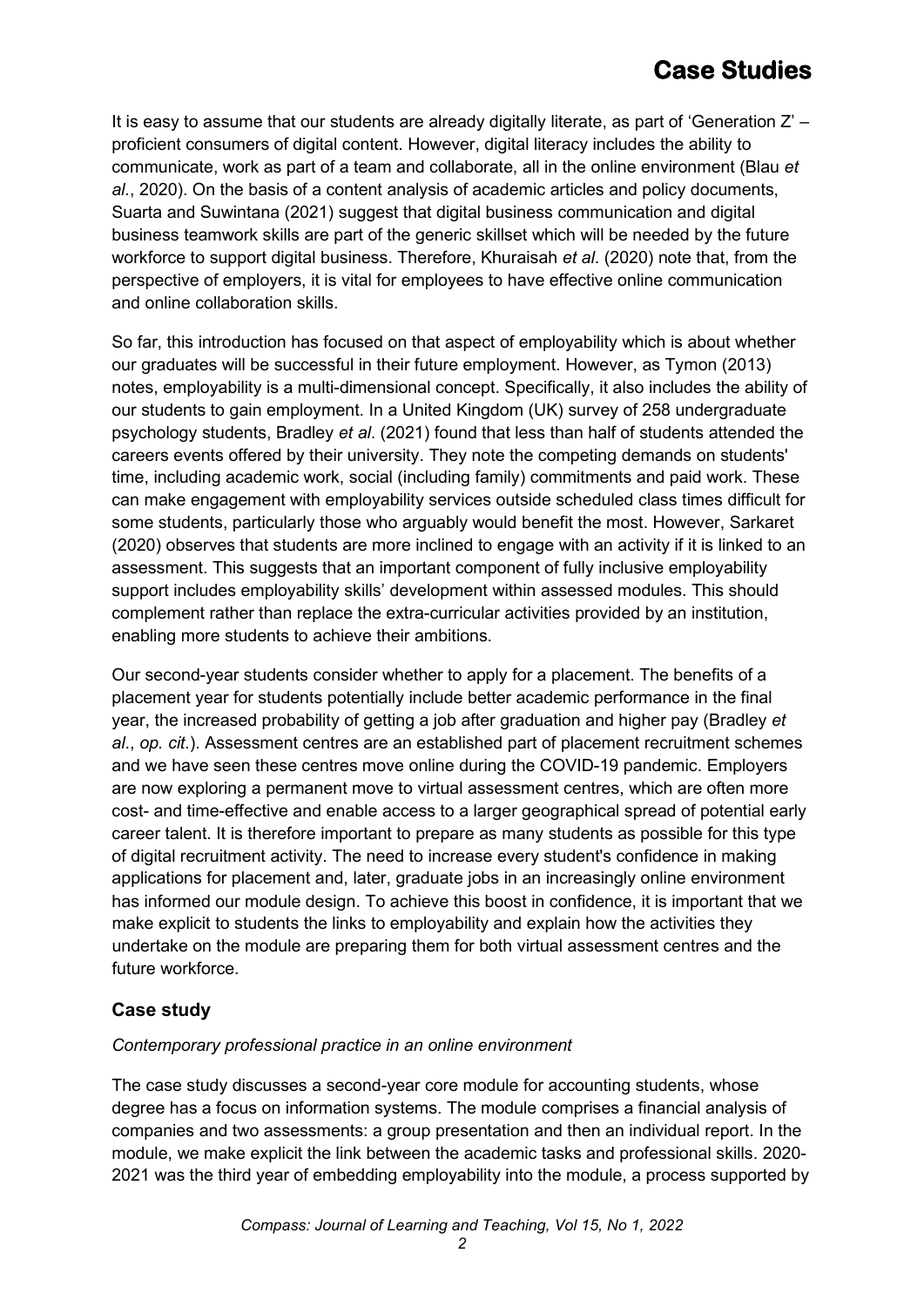It is easy to assume that our students are already digitally literate, as part of 'Generation Z' – proficient consumers of digital content. However, digital literacy includes the ability to communicate, work as part of a team and collaborate, all in the online environment (Blau *et al*., 2020). On the basis of a content analysis of academic articles and policy documents, Suarta and Suwintana (2021) suggest that digital business communication and digital business teamwork skills are part of the generic skillset which will be needed by the future workforce to support digital business. Therefore, Khuraisah *et al*. (2020) note that, from the perspective of employers, it is vital for employees to have effective online communication and online collaboration skills.

So far, this introduction has focused on that aspect of employability which is about whether our graduates will be successful in their future employment. However, as Tymon (2013) notes, employability is a multi-dimensional concept. Specifically, it also includes the ability of our students to gain employment. In a United Kingdom (UK) survey of 258 undergraduate psychology students, Bradley *et al*. (2021) found that less than half of students attended the careers events offered by their university. They note the competing demands on students' time, including academic work, social (including family) commitments and paid work. These can make engagement with employability services outside scheduled class times difficult for some students, particularly those who arguably would benefit the most. However, Sarkaret (2020) observes that students are more inclined to engage with an activity if it is linked to an assessment. This suggests that an important component of fully inclusive employability support includes employability skills' development within assessed modules. This should complement rather than replace the extra-curricular activities provided by an institution, enabling more students to achieve their ambitions.

Our second-year students consider whether to apply for a placement. The benefits of a placement year for students potentially include better academic performance in the final year, the increased probability of getting a job after graduation and higher pay (Bradley *et al*., *op. cit*.). Assessment centres are an established part of placement recruitment schemes and we have seen these centres move online during the COVID-19 pandemic. Employers are now exploring a permanent move to virtual assessment centres, which are often more cost- and time-effective and enable access to a larger geographical spread of potential early career talent. It is therefore important to prepare as many students as possible for this type of digital recruitment activity. The need to increase every student's confidence in making applications for placement and, later, graduate jobs in an increasingly online environment has informed our module design. To achieve this boost in confidence, it is important that we make explicit to students the links to employability and explain how the activities they undertake on the module are preparing them for both virtual assessment centres and the future workforce.

## Case study

*Contemporary professional practice in an online environment*

The case study discusses a second-year core module for accounting students, whose degree has a focus on information systems. The module comprises a financial analysis of companies and two assessments: a group presentation and then an individual report. In the module, we make explicit the link between the academic tasks and professional skills. 2020-2021 was the third year of embedding employability into the module, a process supported by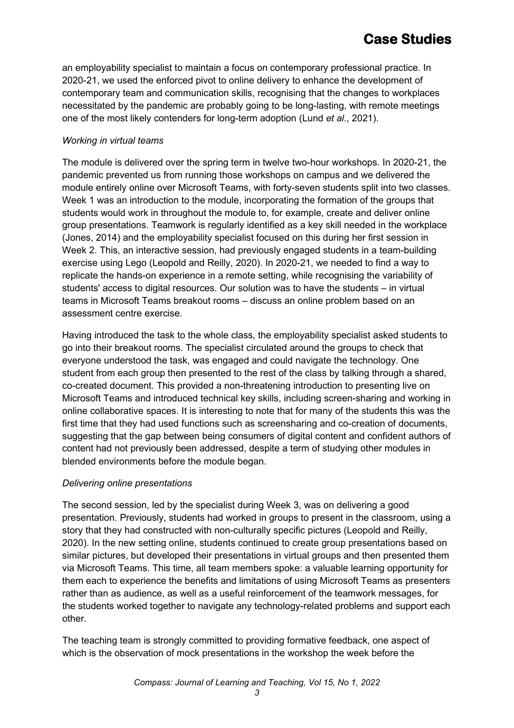an employability specialist to maintain a focus on contemporary professional practice. In 2020-21, we used the enforced pivot to online delivery to enhance the development of contemporary team and communication skills, recognising that the changes to workplaces necessitated by the pandemic are probably going to be long-lasting, with remote meetings one of the most likely contenders for long-term adoption (Lund *et al*., 2021).

*Working in virtual teams*

The module is delivered over the spring term in twelve two-hour workshops. In 2020-21, the pandemic prevented us from running those workshops on campus and we delivered the module entirely online over Microsoft Teams, with forty-seven students split into two classes. Week 1 was an introduction to the module, incorporating the formation of the groups that students would work in throughout the module to, for example, create and deliver online group presentations. Teamwork is regularly identified as a key skill needed in the workplace (Jones, 2014) and the employability specialist focused on this during her first session in Week 2. This, an interactive session, had previously engaged students in a team-building exercise using Lego (Leopold and Reilly, 2020). In 2020-21, we needed to find a way to replicate the hands-on experience in a remote setting, while recognising the variability of students' access to digital resources. Our solution was to have the students – in virtual teams in Microsoft Teams breakout rooms – discuss an online problem based on an assessment centre exercise.

Having introduced the task to the whole class, the employability specialist asked students to go into their breakout rooms. The specialist circulated around the groups to check that everyone understood the task, was engaged and could navigate the technology. One student from each group then presented to the rest of the class by talking through a shared, co-created document. This provided a non-threatening introduction to presenting live on Microsoft Teams and introduced technical key skills, including screen-sharing and working in online collaborative spaces. It is interesting to note that for many of the students this was the first time that they had used functions such as screensharing and co-creation of documents, suggesting that the gap between being consumers of digital content and confident authors of content had not previously been addressed, despite a term of studying other modules in blended environments before the module began.

*Delivering online presentations*

The second session, led by the specialist during Week 3, was on delivering a good presentation. Previously, students had worked in groups to present in the classroom, using a story that they had constructed with non-culturally specific pictures (Leopold and Reilly, 2020). In the new setting online, students continued to create group presentations based on similar pictures, but developed their presentations in virtual groups and then presented them via Microsoft Teams. This time, all team members spoke: a valuable learning opportunity for them each to experience the benefits and limitations of using Microsoft Teams as presenters rather than as audience, as well as a useful reinforcement of the teamwork messages, for the students worked together to navigate any technology-related problems and support each other.

The teaching team is strongly committed to providing formative feedback, one aspect of which is the observation of mock presentations in the workshop the week before the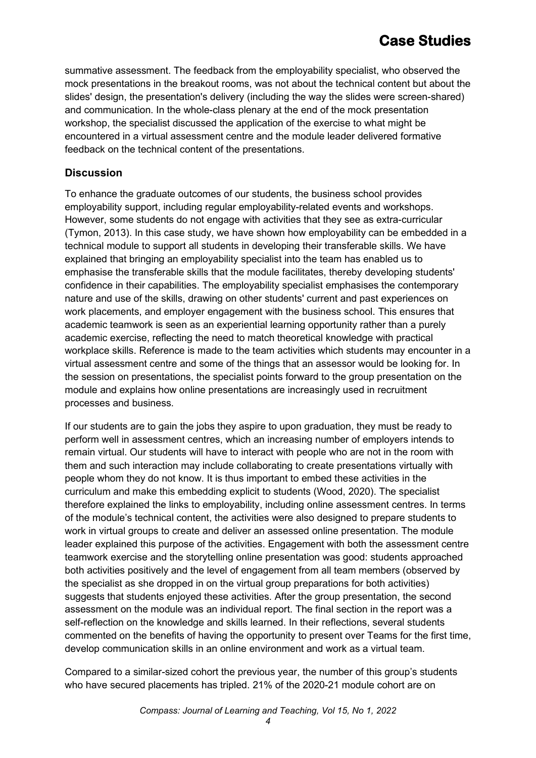summative assessment. The feedback from the employability specialist, who observed the mock presentations in the breakout rooms, was not about the technical content but about the slides' design, the presentation's delivery (including the way the slides were screen-shared) and communication. In the whole-class plenary at the end of the mock presentation workshop, the specialist discussed the application of the exercise to what might be encountered in a virtual assessment centre and the module leader delivered formative feedback on the technical content of the presentations.

## Discussion

To enhance the graduate outcomes of our students, the business school provides employability support, including regular employability-related events and workshops. However, some students do not engage with activities that they see as extra-curricular (Tymon, 2013). In this case study, we have shown how employability can be embedded in a technical module to support all students in developing their transferable skills. We have explained that bringing an employability specialist into the team has enabled us to emphasise the transferable skills that the module facilitates, thereby developing students' confidence in their capabilities. The employability specialist emphasises the contemporary nature and use of the skills, drawing on other students' current and past experiences on work placements, and employer engagement with the business school. This ensures that academic teamwork is seen as an experiential learning opportunity rather than a purely academic exercise, reflecting the need to match theoretical knowledge with practical workplace skills. Reference is made to the team activities which students may encounter in a virtual assessment centre and some of the things that an assessor would be looking for. In the session on presentations, the specialist points forward to the group presentation on the module and explains how online presentations are increasingly used in recruitment processes and business.

If our students are to gain the jobs they aspire to upon graduation, they must be ready to perform well in assessment centres, which an increasing number of employers intends to remain virtual. Our students will have to interact with people who are not in the room with them and such interaction may include collaborating to create presentations virtually with people whom they do not know. It is thus important to embed these activities in the curriculum and make this embedding explicit to students (Wood, 2020). The specialist therefore explained the links to employability, including online assessment centres. In terms of the module's technical content, the activities were also designed to prepare students to work in virtual groups to create and deliver an assessed online presentation. The module leader explained this purpose of the activities. Engagement with both the assessment centre teamwork exercise and the storytelling online presentation was good: students approached both activities positively and the level of engagement from all team members (observed by the specialist as she dropped in on the virtual group preparations for both activities) suggests that students enjoyed these activities. After the group presentation, the second assessment on the module was an individual report. The final section in the report was a self-reflection on the knowledge and skills learned. In their reflections, several students commented on the benefits of having the opportunity to present over Teams for the first time, develop communication skills in an online environment and work as a virtual team.

Compared to a similar-sized cohort the previous year, the number of this group's students who have secured placements has tripled. 21% of the 2020-21 module cohort are on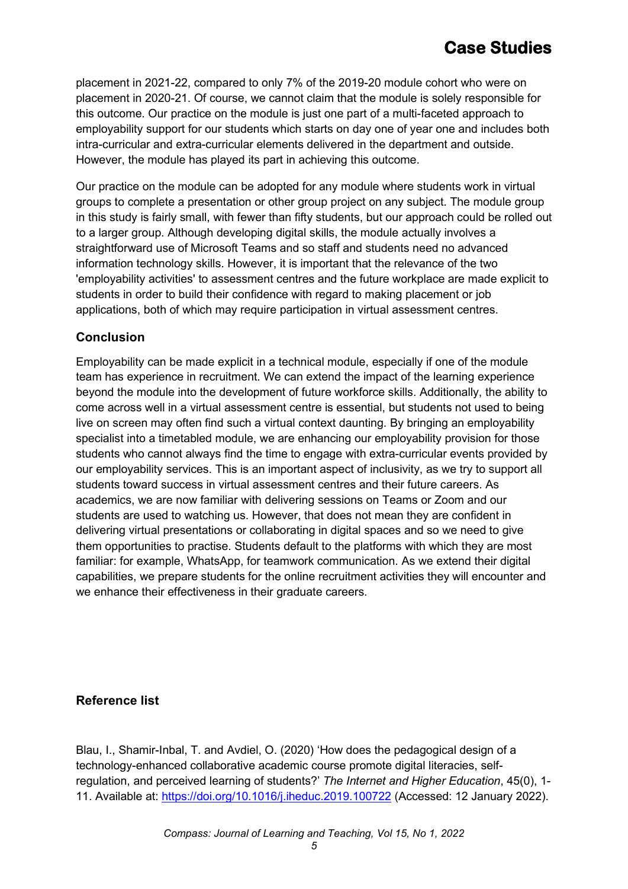placement in 2021-22, compared to only 7% of the 2019-20 module cohort who were on placement in 2020-21. Of course, we cannot claim that the module is solely responsible for this outcome. Our practice on the module is just one part of a multi-faceted approach to employability support for our students which starts on day one of year one and includes both intra-curricular and extra-curricular elements delivered in the department and outside. However, the module has played its part in achieving this outcome.

Our practice on the module can be adopted for any module where students work in virtual groups to complete a presentation or other group project on any subject. The module group in this study is fairly small, with fewer than fifty students, but our approach could be rolled out to a larger group. Although developing digital skills, the module actually involves a straightforward use of Microsoft Teams and so staff and students need no advanced information technology skills. However, it is important that the relevance of the two 'employability activities' to assessment centres and the future workplace are made explicit to students in order to build their confidence with regard to making placement or job applications, both of which may require participation in virtual assessment centres.

## Conclusion

Employability can be made explicit in a technical module, especially if one of the module team has experience in recruitment. We can extend the impact of the learning experience beyond the module into the development of future workforce skills. Additionally, the ability to come across well in a virtual assessment centre is essential, but students not used to being live on screen may often find such a virtual context daunting. By bringing an employability specialist into a timetabled module, we are enhancing our employability provision for those students who cannot always find the time to engage with extra-curricular events provided by our employability services. This is an important aspect of inclusivity, as we try to support all students toward success in virtual assessment centres and their future careers. As academics, we are now familiar with delivering sessions on Teams or Zoom and our students are used to watching us. However, that does not mean they are confident in delivering virtual presentations or collaborating in digital spaces and so we need to give them opportunities to practise. Students default to the platforms with which they are most familiar: for example, WhatsApp, for teamwork communication. As we extend their digital capabilities, we prepare students for the online recruitment activities they will encounter and we enhance their effectiveness in their graduate careers.

## Reference list

Blau, I., Shamir-Inbal, T. and Avdiel, O. (2020) 'How does the pedagogical design of a technology-enhanced collaborative academic course promote digital literacies, self-regulation, and perceived learning of students?' *The Internet and Higher Education*, 45(0), 1-11. Available at: https://doi.org/10.1016/j.iheduc.2019.100722 (Accessed: 12 January 2022).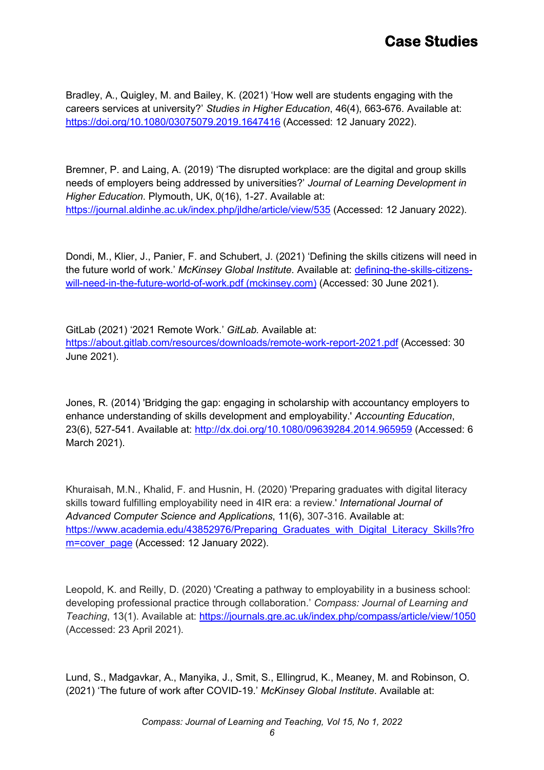Bradley, A., Quigley, M. and Bailey, K. (2021) 'How well are students engaging with the careers services at university?' *Studies in Higher Education*, 46(4), 663-676. Available at: https://doi.org/10.1080/03075079.2019.1647416 (Accessed: 12 January 2022).

Bremner, P. and Laing, A. (2019) 'The disrupted workplace: are the digital and group skills needs of employers being addressed by universities?' *Journal of Learning Development in Higher Education*. Plymouth, UK, 0(16), 1-27. Available at: https://journal.aldinhe.ac.uk/index.php/jldhe/article/view/535 (Accessed: 12 January 2022).

Dondi, M., Klier, J., Panier, F. and Schubert, J. (2021) 'Defining the skills citizens will need in the future world of work.' *McKinsey Global Institute*. Available at: defining-the-skills-citizens-will-need-in-the-future-world-of-work.pdf (mckinsey.com) (Accessed: 30 June 2021).

GitLab (2021) '2021 Remote Work.' *GitLab.* Available at: https://about.gitlab.com/resources/downloads/remote-work-report-2021.pdf (Accessed: 30 June 2021).

Jones, R. (2014) 'Bridging the gap: engaging in scholarship with accountancy employers to enhance understanding of skills development and employability.' *Accounting Education*, 23(6), 527-541. Available at: http://dx.doi.org/10.1080/09639284.2014.965959 (Accessed: 6 March 2021).

Khuraisah, M.N., Khalid, F. and Husnin, H. (2020) 'Preparing graduates with digital literacy skills toward fulfilling employability need in 4IR era: a review.' *International Journal of Advanced Computer Science and Applications*, 11(6), 307-316. Available at: https://www.academia.edu/43852976/Preparing_Graduates_with_Digital_Literacy_Skills?from=cover_page (Accessed: 12 January 2022).

Leopold, K. and Reilly, D. (2020) 'Creating a pathway to employability in a business school: developing professional practice through collaboration.' *Compass: Journal of Learning and Teaching*, 13(1). Available at: https://journals.gre.ac.uk/index.php/compass/article/view/1050 (Accessed: 23 April 2021).

Lund, S., Madgavkar, A., Manyika, J., Smit, S., Ellingrud, K., Meaney, M. and Robinson, O. (2021) 'The future of work after COVID-19.' *McKinsey Global Institute*. Available at: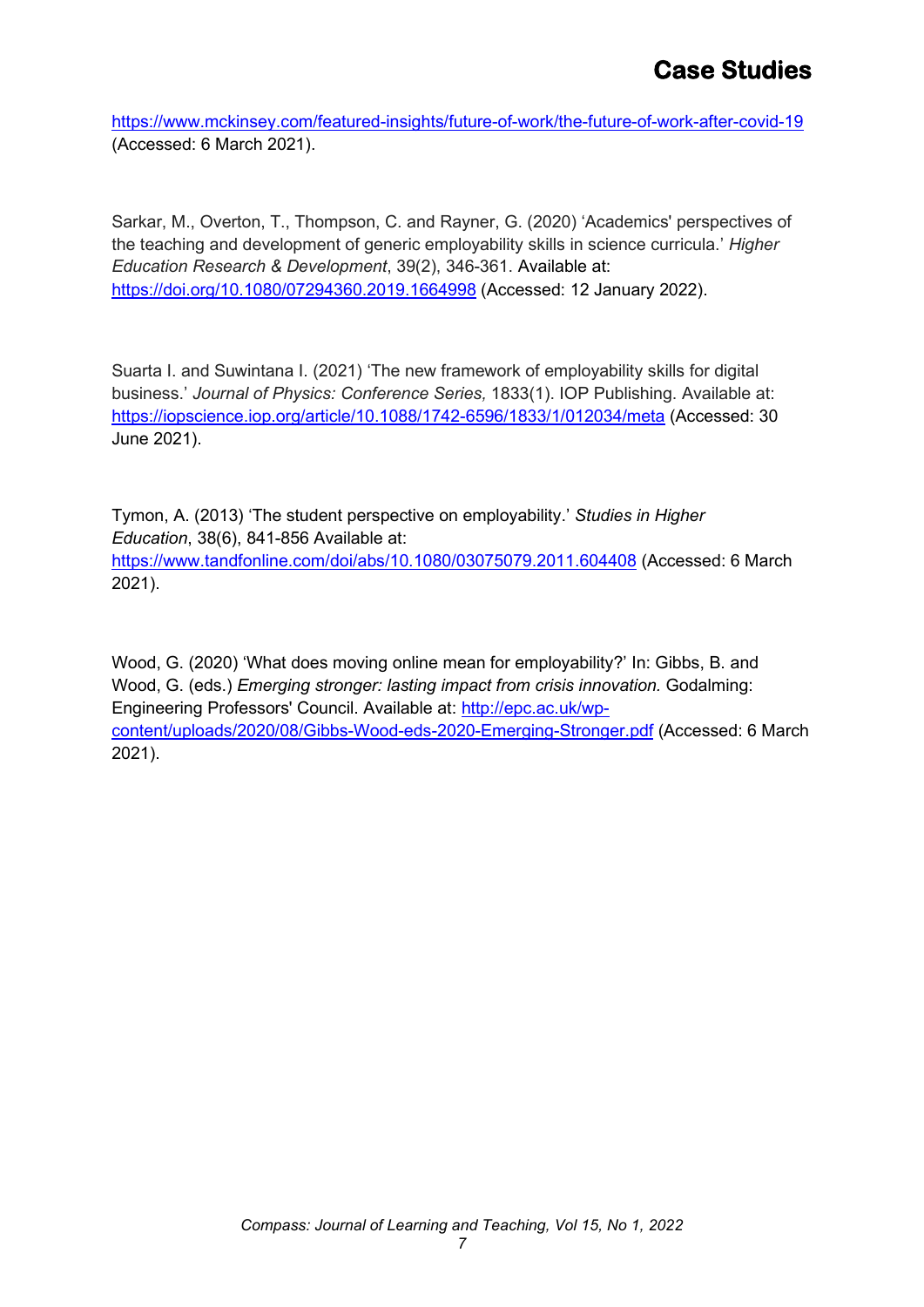https://www.mckinsey.com/featured-insights/future-of-work/the-future-of-work-after-covid-19 (Accessed: 6 March 2021).

Sarkar, M., Overton, T., Thompson, C. and Rayner, G. (2020) 'Academics' perspectives of the teaching and development of generic employability skills in science curricula.' *Higher Education Research & Development*, 39(2), 346-361. Available at: https://doi.org/10.1080/07294360.2019.1664998 (Accessed: 12 January 2022).

Suarta I. and Suwintana I. (2021) 'The new framework of employability skills for digital business.' *Journal of Physics: Conference Series,* 1833(1). IOP Publishing. Available at: https://iopscience.iop.org/article/10.1088/1742-6596/1833/1/012034/meta (Accessed: 30 June 2021).

Tymon, A. (2013) 'The student perspective on employability.' *Studies in Higher Education*, 38(6), 841-856 Available at: https://www.tandfonline.com/doi/abs/10.1080/03075079.2011.604408 (Accessed: 6 March 2021).

Wood, G. (2020) 'What does moving online mean for employability?' In: Gibbs, B. and Wood, G. (eds.) *Emerging stronger: lasting impact from crisis innovation.* Godalming: Engineering Professors' Council. Available at: http://epc.ac.uk/wp-content/uploads/2020/08/Gibbs-Wood-eds-2020-Emerging-Stronger.pdf (Accessed: 6 March 2021).